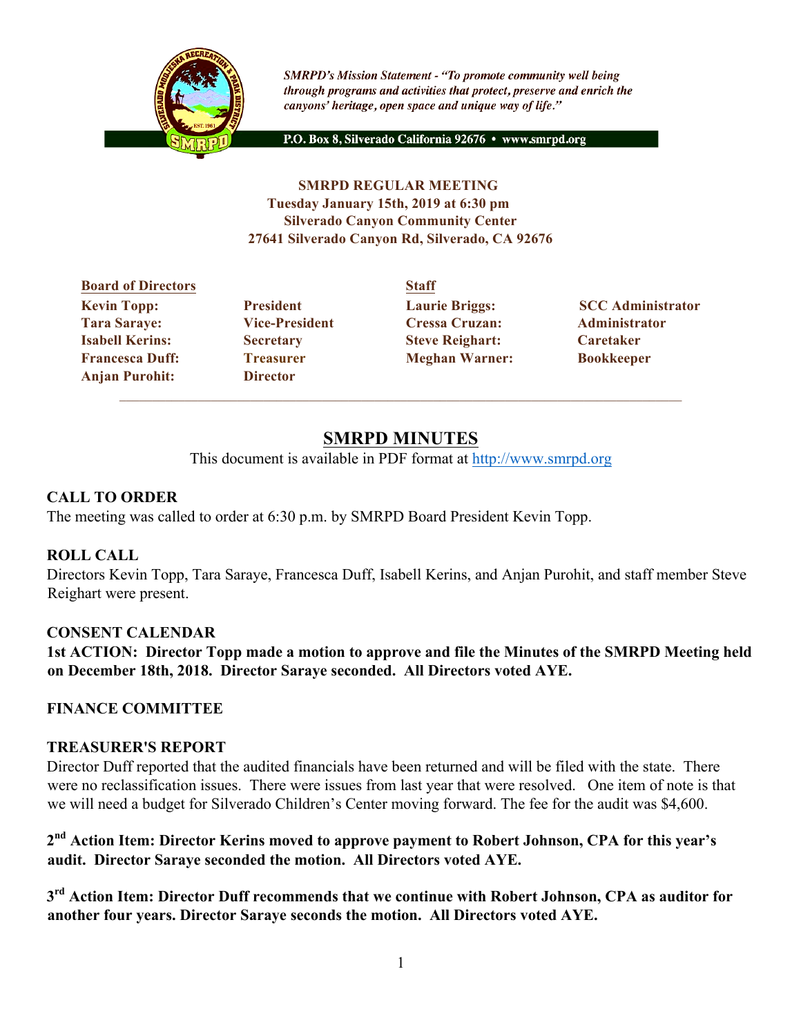*SMRPD's Mission Statement - "To promote community well being through programs and activities that protect, preserve and enrich the canyons' heritage, open space and unique way of life."*

P.O. Box 8, Silverado California 92676 • www.smrpd.org

**SMRPD REGULAR MEETING**
**Tuesday January 15th, 2019 at 6:30 pm**
**Silverado Canyon Community Center**
**27641 Silverado Canyon Rd, Silverado, CA 92676**

| Board of Directors | | Staff | |
|---|---|---|---|
| Kevin Topp: | President | Laurie Briggs: | SCC Administrator |
| Tara Saraye: | Vice-President | Cressa Cruzan: | Administrator |
| Isabell Kerins: | Secretary | Steve Reighart: | Caretaker |
| Francesca Duff: | Treasurer | Meghan Warner: | Bookkeeper |
| Anjan Purohit: | Director | | |

# SMRPD MINUTES

This document is available in PDF format at http://www.smrpd.org

## CALL TO ORDER

The meeting was called to order at 6:30 p.m. by SMRPD Board President Kevin Topp.

## ROLL CALL

Directors Kevin Topp, Tara Saraye, Francesca Duff, Isabell Kerins, and Anjan Purohit, and staff member Steve Reighart were present.

## CONSENT CALENDAR

**1st ACTION: Director Topp made a motion to approve and file the Minutes of the SMRPD Meeting held on December 18th, 2018. Director Saraye seconded. All Directors voted AYE.**

## FINANCE COMMITTEE

## TREASURER'S REPORT

Director Duff reported that the audited financials have been returned and will be filed with the state. There were no reclassification issues. There were issues from last year that were resolved. One item of note is that we will need a budget for Silverado Children's Center moving forward. The fee for the audit was $4,600.

**2nd Action Item: Director Kerins moved to approve payment to Robert Johnson, CPA for this year's audit. Director Saraye seconded the motion. All Directors voted AYE.**

**3rd Action Item: Director Duff recommends that we continue with Robert Johnson, CPA as auditor for another four years. Director Saraye seconds the motion. All Directors voted AYE.**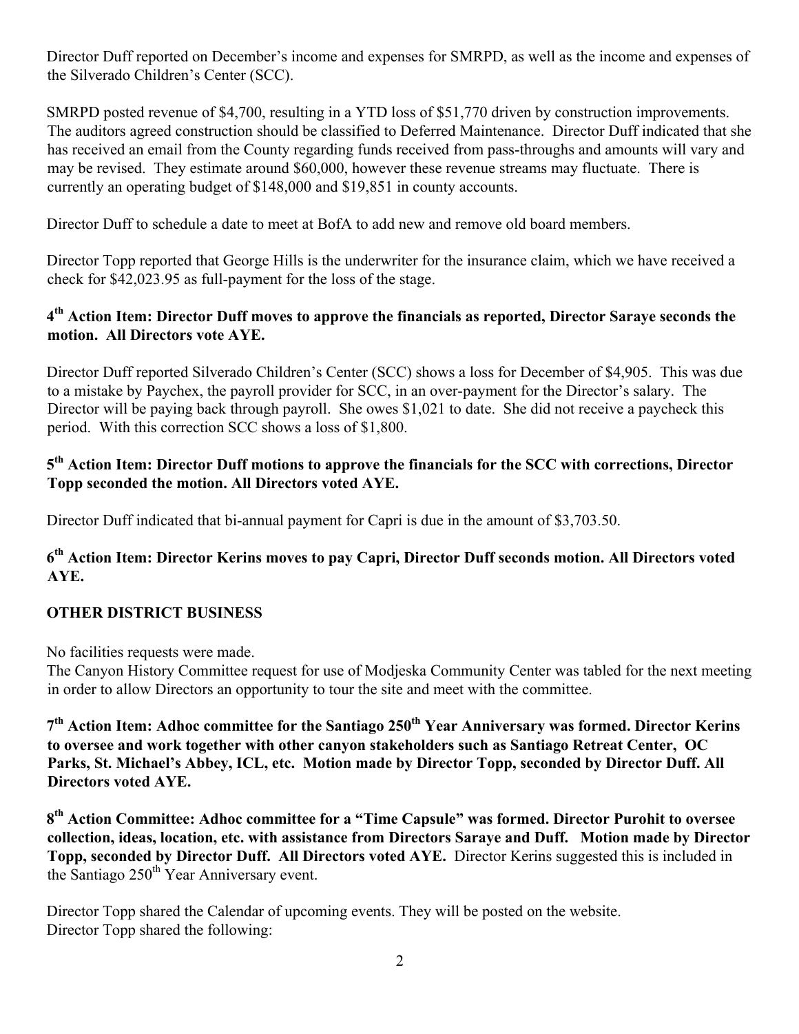Director Duff reported on December's income and expenses for SMRPD, as well as the income and expenses of the Silverado Children's Center (SCC).

SMRPD posted revenue of $4,700, resulting in a YTD loss of $51,770 driven by construction improvements. The auditors agreed construction should be classified to Deferred Maintenance. Director Duff indicated that she has received an email from the County regarding funds received from pass-throughs and amounts will vary and may be revised. They estimate around $60,000, however these revenue streams may fluctuate. There is currently an operating budget of $148,000 and $19,851 in county accounts.

Director Duff to schedule a date to meet at BofA to add new and remove old board members.

Director Topp reported that George Hills is the underwriter for the insurance claim, which we have received a check for $42,023.95 as full-payment for the loss of the stage.

**4th Action Item: Director Duff moves to approve the financials as reported, Director Saraye seconds the motion. All Directors vote AYE.**

Director Duff reported Silverado Children's Center (SCC) shows a loss for December of $4,905. This was due to a mistake by Paychex, the payroll provider for SCC, in an over-payment for the Director's salary. The Director will be paying back through payroll. She owes $1,021 to date. She did not receive a paycheck this period. With this correction SCC shows a loss of $1,800.

**5th Action Item: Director Duff motions to approve the financials for the SCC with corrections, Director Topp seconded the motion. All Directors voted AYE.**

Director Duff indicated that bi-annual payment for Capri is due in the amount of $3,703.50.

**6th Action Item: Director Kerins moves to pay Capri, Director Duff seconds motion. All Directors voted AYE.**

## OTHER DISTRICT BUSINESS

No facilities requests were made.
The Canyon History Committee request for use of Modjeska Community Center was tabled for the next meeting in order to allow Directors an opportunity to tour the site and meet with the committee.

**7th Action Item: Adhoc committee for the Santiago 250th Year Anniversary was formed. Director Kerins to oversee and work together with other canyon stakeholders such as Santiago Retreat Center, OC Parks, St. Michael's Abbey, ICL, etc. Motion made by Director Topp, seconded by Director Duff. All Directors voted AYE.**

**8th Action Committee: Adhoc committee for a "Time Capsule" was formed. Director Purohit to oversee collection, ideas, location, etc. with assistance from Directors Saraye and Duff. Motion made by Director Topp, seconded by Director Duff. All Directors voted AYE.** Director Kerins suggested this is included in the Santiago 250th Year Anniversary event.

Director Topp shared the Calendar of upcoming events. They will be posted on the website.
Director Topp shared the following: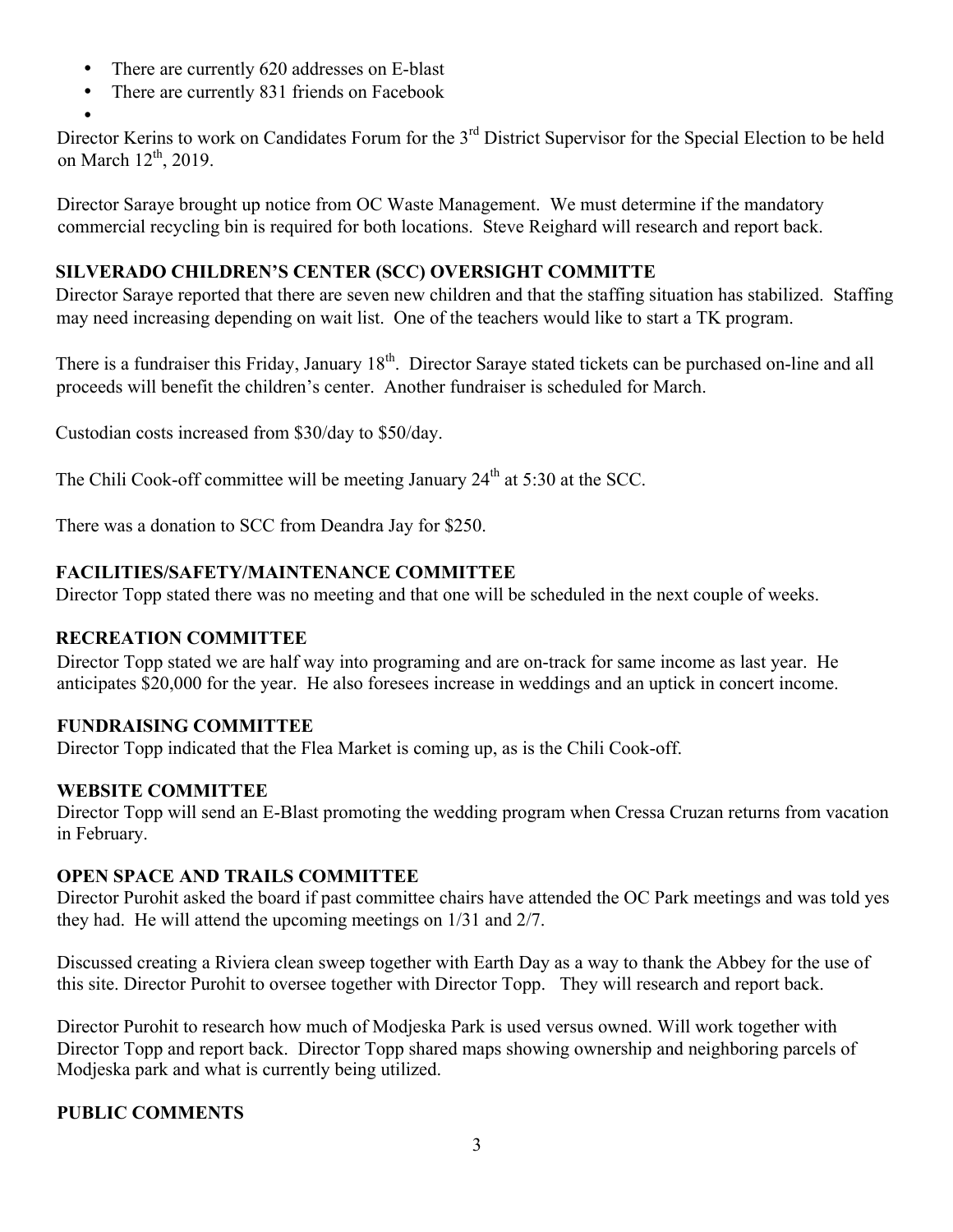- There are currently 620 addresses on E-blast
- There are currently 831 friends on Facebook
- 

Director Kerins to work on Candidates Forum for the 3rd District Supervisor for the Special Election to be held on March 12th, 2019.

Director Saraye brought up notice from OC Waste Management. We must determine if the mandatory commercial recycling bin is required for both locations. Steve Reighard will research and report back.

**SILVERADO CHILDREN'S CENTER (SCC) OVERSIGHT COMMITTE**

Director Saraye reported that there are seven new children and that the staffing situation has stabilized. Staffing may need increasing depending on wait list. One of the teachers would like to start a TK program.

There is a fundraiser this Friday, January 18th. Director Saraye stated tickets can be purchased on-line and all proceeds will benefit the children's center. Another fundraiser is scheduled for March.

Custodian costs increased from $30/day to $50/day.

The Chili Cook-off committee will be meeting January 24th at 5:30 at the SCC.

There was a donation to SCC from Deandra Jay for $250.

**FACILITIES/SAFETY/MAINTENANCE COMMITTEE**

Director Topp stated there was no meeting and that one will be scheduled in the next couple of weeks.

**RECREATION COMMITTEE**

Director Topp stated we are half way into programing and are on-track for same income as last year. He anticipates $20,000 for the year. He also foresees increase in weddings and an uptick in concert income.

**FUNDRAISING COMMITTEE**

Director Topp indicated that the Flea Market is coming up, as is the Chili Cook-off.

**WEBSITE COMMITTEE**

Director Topp will send an E-Blast promoting the wedding program when Cressa Cruzan returns from vacation in February.

**OPEN SPACE AND TRAILS COMMITTEE**

Director Purohit asked the board if past committee chairs have attended the OC Park meetings and was told yes they had. He will attend the upcoming meetings on 1/31 and 2/7.

Discussed creating a Riviera clean sweep together with Earth Day as a way to thank the Abbey for the use of this site. Director Purohit to oversee together with Director Topp. They will research and report back.

Director Purohit to research how much of Modjeska Park is used versus owned. Will work together with Director Topp and report back. Director Topp shared maps showing ownership and neighboring parcels of Modjeska park and what is currently being utilized.

**PUBLIC COMMENTS**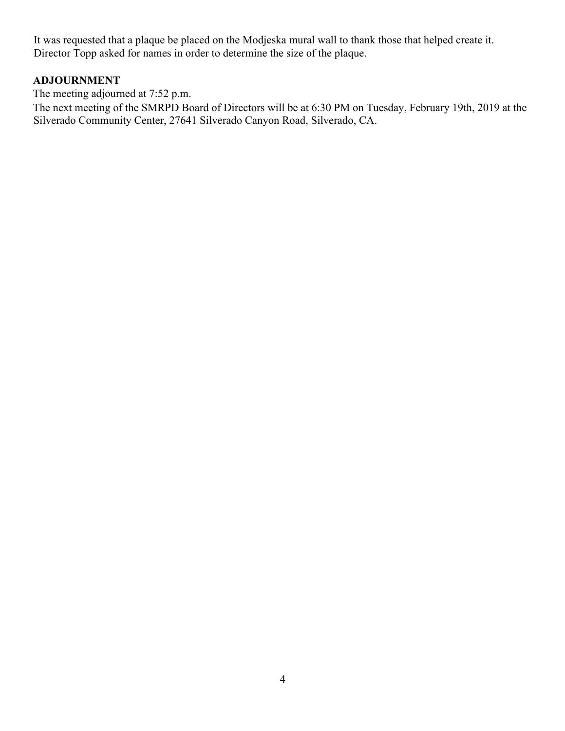It was requested that a plaque be placed on the Modjeska mural wall to thank those that helped create it. Director Topp asked for names in order to determine the size of the plaque.

**ADJOURNMENT**

The meeting adjourned at 7:52 p.m.

The next meeting of the SMRPD Board of Directors will be at 6:30 PM on Tuesday, February 19th, 2019 at the Silverado Community Center, 27641 Silverado Canyon Road, Silverado, CA.